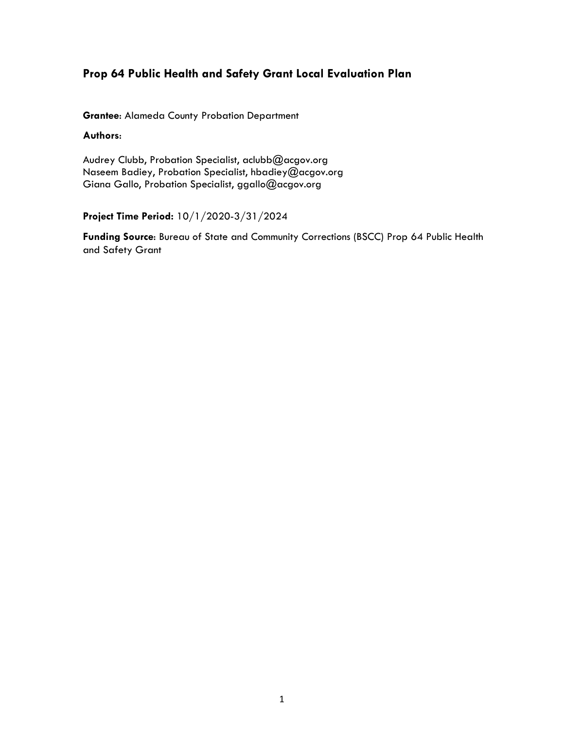## Prop 64 Public Health and Safety Grant Local Evaluation Plan

**Grantee**: Alameda County Probation Department

**Authors**:

Audrey Clubb, Probation Specialist, aclubb@acgov.org
Naseem Badiey, Probation Specialist, hbadiey@acgov.org
Giana Gallo, Probation Specialist, ggallo@acgov.org

**Project Time Period:** 10/1/2020-3/31/2024

**Funding Source**: Bureau of State and Community Corrections (BSCC) Prop 64 Public Health and Safety Grant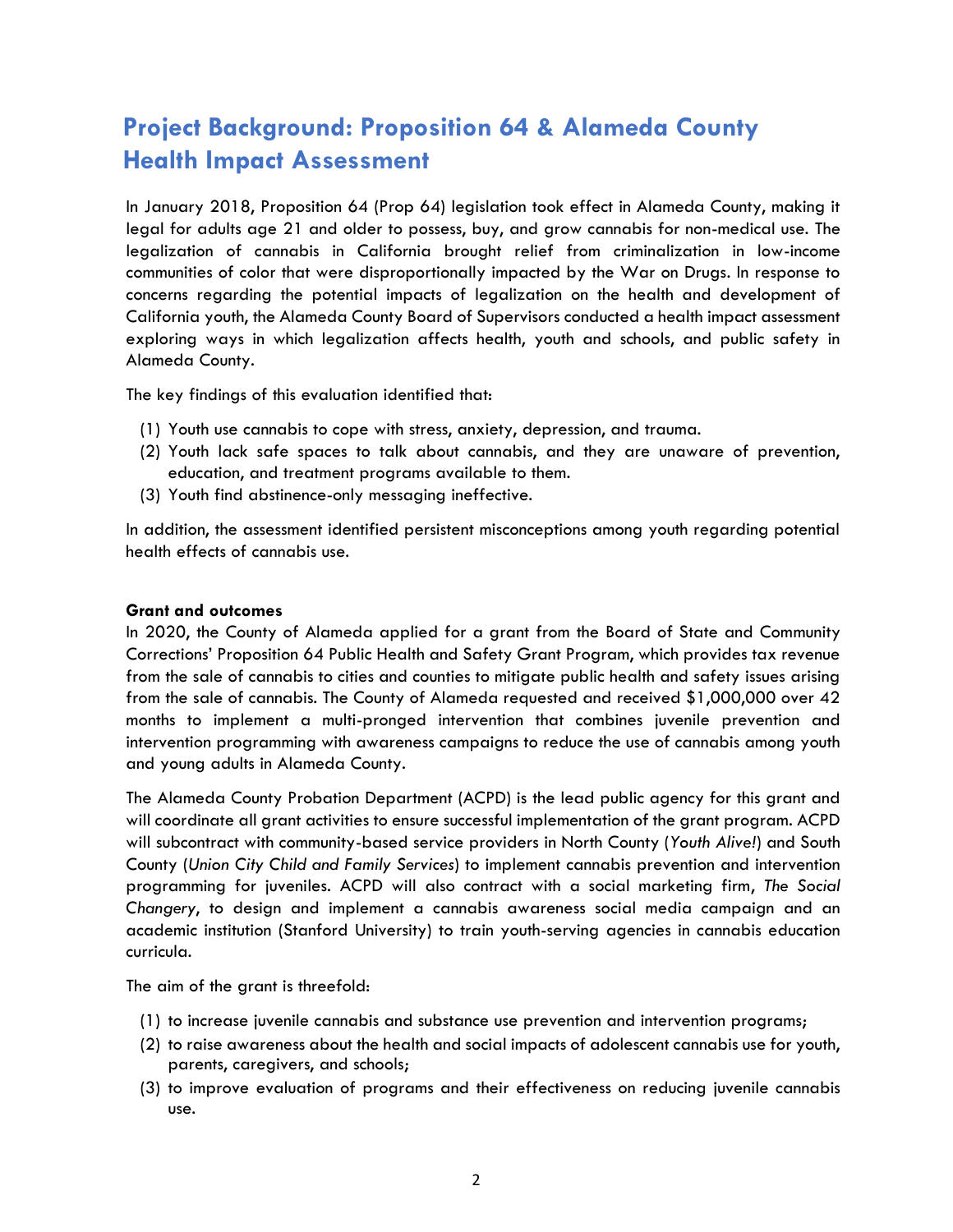# Project Background: Proposition 64 & Alameda County Health Impact Assessment

In January 2018, Proposition 64 (Prop 64) legislation took effect in Alameda County, making it legal for adults age 21 and older to possess, buy, and grow cannabis for non-medical use. The legalization of cannabis in California brought relief from criminalization in low-income communities of color that were disproportionally impacted by the War on Drugs. In response to concerns regarding the potential impacts of legalization on the health and development of California youth, the Alameda County Board of Supervisors conducted a health impact assessment exploring ways in which legalization affects health, youth and schools, and public safety in Alameda County.

The key findings of this evaluation identified that:

(1) Youth use cannabis to cope with stress, anxiety, depression, and trauma.
(2) Youth lack safe spaces to talk about cannabis, and they are unaware of prevention, education, and treatment programs available to them.
(3) Youth find abstinence-only messaging ineffective.

In addition, the assessment identified persistent misconceptions among youth regarding potential health effects of cannabis use.

**Grant and outcomes**

In 2020, the County of Alameda applied for a grant from the Board of State and Community Corrections' Proposition 64 Public Health and Safety Grant Program, which provides tax revenue from the sale of cannabis to cities and counties to mitigate public health and safety issues arising from the sale of cannabis. The County of Alameda requested and received $1,000,000 over 42 months to implement a multi-pronged intervention that combines juvenile prevention and intervention programming with awareness campaigns to reduce the use of cannabis among youth and young adults in Alameda County.

The Alameda County Probation Department (ACPD) is the lead public agency for this grant and will coordinate all grant activities to ensure successful implementation of the grant program. ACPD will subcontract with community-based service providers in North County (*Youth Alive!*) and South County (*Union City Child and Family Services*) to implement cannabis prevention and intervention programming for juveniles. ACPD will also contract with a social marketing firm, *The Social Changery*, to design and implement a cannabis awareness social media campaign and an academic institution (Stanford University) to train youth-serving agencies in cannabis education curricula.

The aim of the grant is threefold:

(1) to increase juvenile cannabis and substance use prevention and intervention programs;
(2) to raise awareness about the health and social impacts of adolescent cannabis use for youth, parents, caregivers, and schools;
(3) to improve evaluation of programs and their effectiveness on reducing juvenile cannabis use.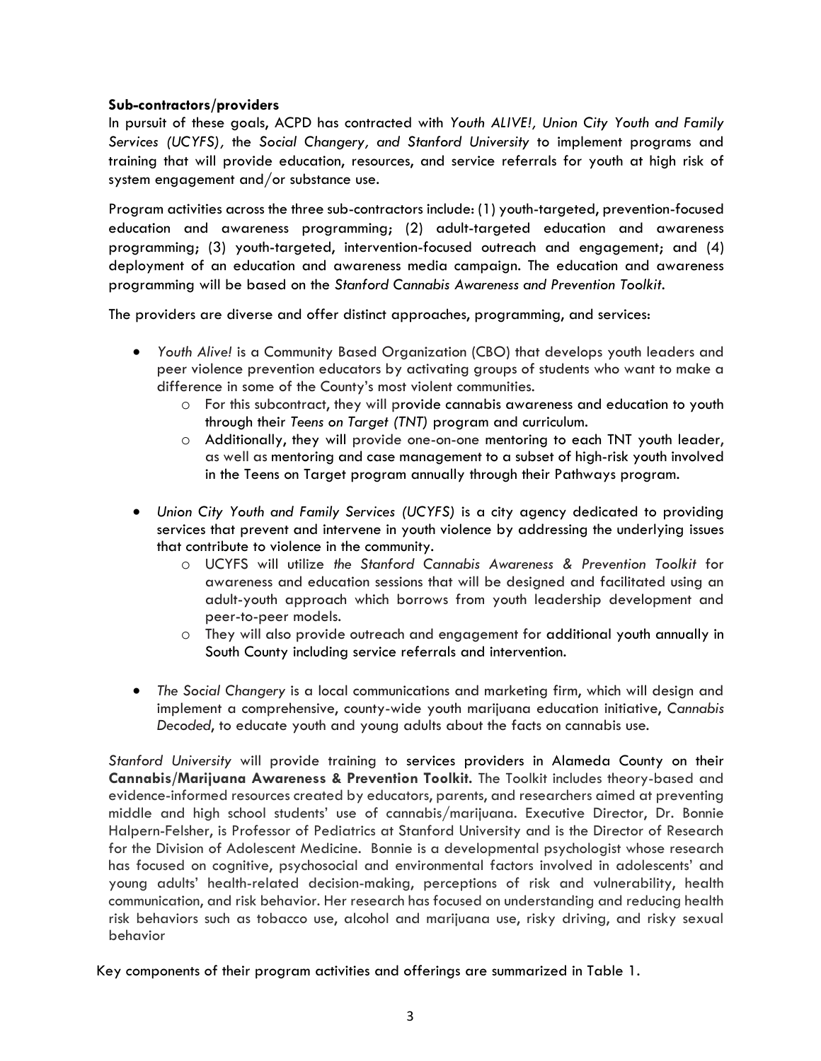**Sub-contractors/providers**

In pursuit of these goals, ACPD has contracted with *Youth ALIVE!, Union City Youth and Family Services (UCYFS),* the *Social Changery, and Stanford University* to implement programs and training that will provide education, resources, and service referrals for youth at high risk of system engagement and/or substance use.

Program activities across the three sub-contractors include: (1) youth-targeted, prevention-focused education and awareness programming; (2) adult-targeted education and awareness programming; (3) youth-targeted, intervention-focused outreach and engagement; and (4) deployment of an education and awareness media campaign. The education and awareness programming will be based on the *Stanford Cannabis Awareness and Prevention Toolkit*.

The providers are diverse and offer distinct approaches, programming, and services:

- *Youth Alive!* is a Community Based Organization (CBO) that develops youth leaders and peer violence prevention educators by activating groups of students who want to make a difference in some of the County's most violent communities.
  - For this subcontract, they will provide cannabis awareness and education to youth through their *Teens on Target (TNT)* program and curriculum.
  - Additionally, they will provide one-on-one mentoring to each TNT youth leader, as well as mentoring and case management to a subset of high-risk youth involved in the Teens on Target program annually through their Pathways program.

- *Union City Youth and Family Services (UCYFS)* is a city agency dedicated to providing services that prevent and intervene in youth violence by addressing the underlying issues that contribute to violence in the community.
  - UCYFS will utilize *the Stanford Cannabis Awareness & Prevention Toolkit* for awareness and education sessions that will be designed and facilitated using an adult-youth approach which borrows from youth leadership development and peer-to-peer models.
  - They will also provide outreach and engagement for additional youth annually in South County including service referrals and intervention.

- *The Social Changery* is a local communications and marketing firm, which will design and implement a comprehensive, county-wide youth marijuana education initiative, *Cannabis Decoded*, to educate youth and young adults about the facts on cannabis use.

*Stanford University* will provide training to services providers in Alameda County on their **Cannabis/Marijuana Awareness & Prevention Toolkit.** The Toolkit includes theory-based and evidence-informed resources created by educators, parents, and researchers aimed at preventing middle and high school students' use of cannabis/marijuana. Executive Director, Dr. Bonnie Halpern-Felsher, is Professor of Pediatrics at Stanford University and is the Director of Research for the Division of Adolescent Medicine. Bonnie is a developmental psychologist whose research has focused on cognitive, psychosocial and environmental factors involved in adolescents' and young adults' health-related decision-making, perceptions of risk and vulnerability, health communication, and risk behavior. Her research has focused on understanding and reducing health risk behaviors such as tobacco use, alcohol and marijuana use, risky driving, and risky sexual behavior

Key components of their program activities and offerings are summarized in Table 1.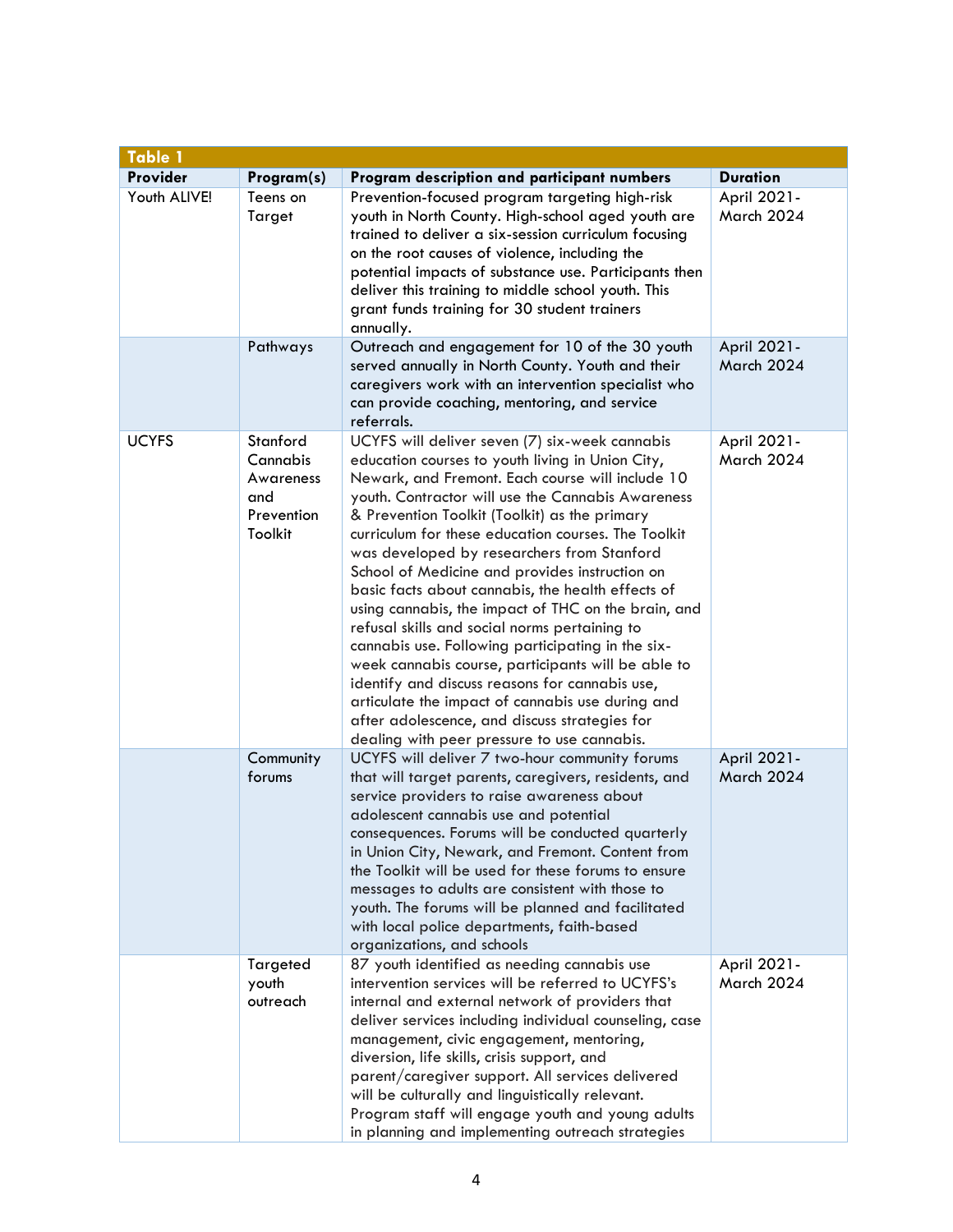| Table 1 | | | |
|---|---|---|---|
| **Provider** | **Program(s)** | **Program description and participant numbers** | **Duration** |
| Youth ALIVE! | Teens on Target | Prevention-focused program targeting high-risk youth in North County. High-school aged youth are trained to deliver a six-session curriculum focusing on the root causes of violence, including the potential impacts of substance use. Participants then deliver this training to middle school youth. This grant funds training for 30 student trainers annually. | April 2021-March 2024 |
| | Pathways | Outreach and engagement for 10 of the 30 youth served annually in North County. Youth and their caregivers work with an intervention specialist who can provide coaching, mentoring, and service referrals. | April 2021-March 2024 |
| UCYFS | Stanford Cannabis Awareness and Prevention Toolkit | UCYFS will deliver seven (7) six-week cannabis education courses to youth living in Union City, Newark, and Fremont. Each course will include 10 youth. Contractor will use the Cannabis Awareness & Prevention Toolkit (Toolkit) as the primary curriculum for these education courses. The Toolkit was developed by researchers from Stanford School of Medicine and provides instruction on basic facts about cannabis, the health effects of using cannabis, the impact of THC on the brain, and refusal skills and social norms pertaining to cannabis use. Following participating in the six-week cannabis course, participants will be able to identify and discuss reasons for cannabis use, articulate the impact of cannabis use during and after adolescence, and discuss strategies for dealing with peer pressure to use cannabis. | April 2021-March 2024 |
| | Community forums | UCYFS will deliver 7 two-hour community forums that will target parents, caregivers, residents, and service providers to raise awareness about adolescent cannabis use and potential consequences. Forums will be conducted quarterly in Union City, Newark, and Fremont. Content from the Toolkit will be used for these forums to ensure messages to adults are consistent with those to youth. The forums will be planned and facilitated with local police departments, faith-based organizations, and schools | April 2021-March 2024 |
| | Targeted youth outreach | 87 youth identified as needing cannabis use intervention services will be referred to UCYFS's internal and external network of providers that deliver services including individual counseling, case management, civic engagement, mentoring, diversion, life skills, crisis support, and parent/caregiver support. All services delivered will be culturally and linguistically relevant. Program staff will engage youth and young adults in planning and implementing outreach strategies | April 2021-March 2024 |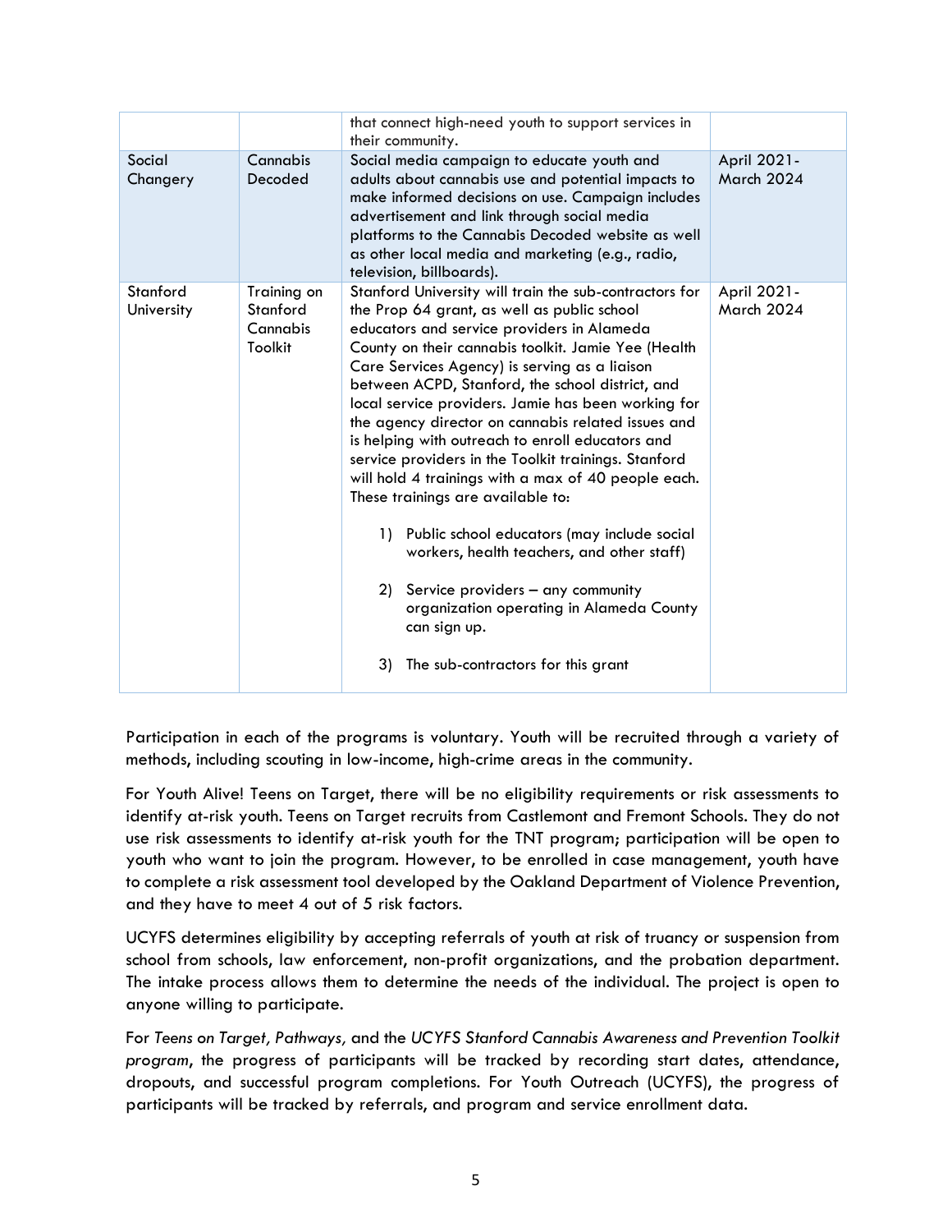| | | | |
|---|---|---|---|
| | | that connect high-need youth to support services in their community. | |
| Social Changery | Cannabis Decoded | Social media campaign to educate youth and adults about cannabis use and potential impacts to make informed decisions on use. Campaign includes advertisement and link through social media platforms to the Cannabis Decoded website as well as other local media and marketing (e.g., radio, television, billboards). | April 2021- March 2024 |
| Stanford University | Training on Stanford Cannabis Toolkit | Stanford University will train the sub-contractors for the Prop 64 grant, as well as public school educators and service providers in Alameda County on their cannabis toolkit. Jamie Yee (Health Care Services Agency) is serving as a liaison between ACPD, Stanford, the school district, and local service providers. Jamie has been working for the agency director on cannabis related issues and is helping with outreach to enroll educators and service providers in the Toolkit trainings. Stanford will hold 4 trainings with a max of 40 people each. These trainings are available to:<br><br>1) Public school educators (may include social workers, health teachers, and other staff)<br><br>2) Service providers – any community organization operating in Alameda County can sign up.<br><br>3) The sub-contractors for this grant | April 2021- March 2024 |

Participation in each of the programs is voluntary. Youth will be recruited through a variety of methods, including scouting in low-income, high-crime areas in the community.

For Youth Alive! Teens on Target, there will be no eligibility requirements or risk assessments to identify at-risk youth. Teens on Target recruits from Castlemont and Fremont Schools. They do not use risk assessments to identify at-risk youth for the TNT program; participation will be open to youth who want to join the program. However, to be enrolled in case management, youth have to complete a risk assessment tool developed by the Oakland Department of Violence Prevention, and they have to meet 4 out of 5 risk factors.

UCYFS determines eligibility by accepting referrals of youth at risk of truancy or suspension from school from schools, law enforcement, non-profit organizations, and the probation department. The intake process allows them to determine the needs of the individual. The project is open to anyone willing to participate.

For *Teens on Target, Pathways,* and the *UCYFS Stanford Cannabis Awareness and Prevention Toolkit program*, the progress of participants will be tracked by recording start dates, attendance, dropouts, and successful program completions. For Youth Outreach (UCYFS), the progress of participants will be tracked by referrals, and program and service enrollment data.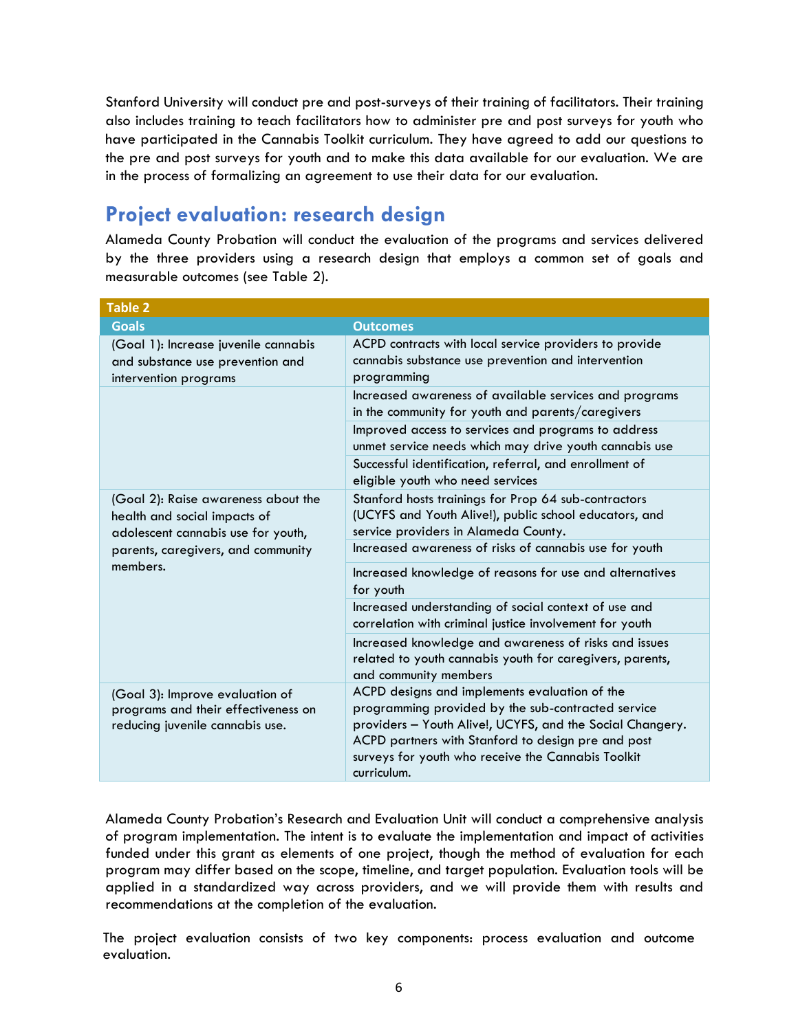Stanford University will conduct pre and post-surveys of their training of facilitators. Their training also includes training to teach facilitators how to administer pre and post surveys for youth who have participated in the Cannabis Toolkit curriculum. They have agreed to add our questions to the pre and post surveys for youth and to make this data available for our evaluation. We are in the process of formalizing an agreement to use their data for our evaluation.

## Project evaluation: research design

Alameda County Probation will conduct the evaluation of the programs and services delivered by the three providers using a research design that employs a common set of goals and measurable outcomes (see Table 2).

**Table 2**

| Goals | Outcomes |
|---|---|
| (Goal 1): Increase juvenile cannabis and substance use prevention and intervention programs | ACPD contracts with local service providers to provide cannabis substance use prevention and intervention programming |
| | Increased awareness of available services and programs in the community for youth and parents/caregivers |
| | Improved access to services and programs to address unmet service needs which may drive youth cannabis use |
| | Successful identification, referral, and enrollment of eligible youth who need services |
| (Goal 2): Raise awareness about the health and social impacts of adolescent cannabis use for youth, parents, caregivers, and community members. | Stanford hosts trainings for Prop 64 sub-contractors (UCYFS and Youth Alive!), public school educators, and service providers in Alameda County. |
| | Increased awareness of risks of cannabis use for youth |
| | Increased knowledge of reasons for use and alternatives for youth |
| | Increased understanding of social context of use and correlation with criminal justice involvement for youth |
| | Increased knowledge and awareness of risks and issues related to youth cannabis youth for caregivers, parents, and community members |
| (Goal 3): Improve evaluation of programs and their effectiveness on reducing juvenile cannabis use. | ACPD designs and implements evaluation of the programming provided by the sub-contracted service providers – Youth Alive!, UCYFS, and the Social Changery. ACPD partners with Stanford to design pre and post surveys for youth who receive the Cannabis Toolkit curriculum. |

Alameda County Probation's Research and Evaluation Unit will conduct a comprehensive analysis of program implementation. The intent is to evaluate the implementation and impact of activities funded under this grant as elements of one project, though the method of evaluation for each program may differ based on the scope, timeline, and target population. Evaluation tools will be applied in a standardized way across providers, and we will provide them with results and recommendations at the completion of the evaluation.

The project evaluation consists of two key components: process evaluation and outcome evaluation.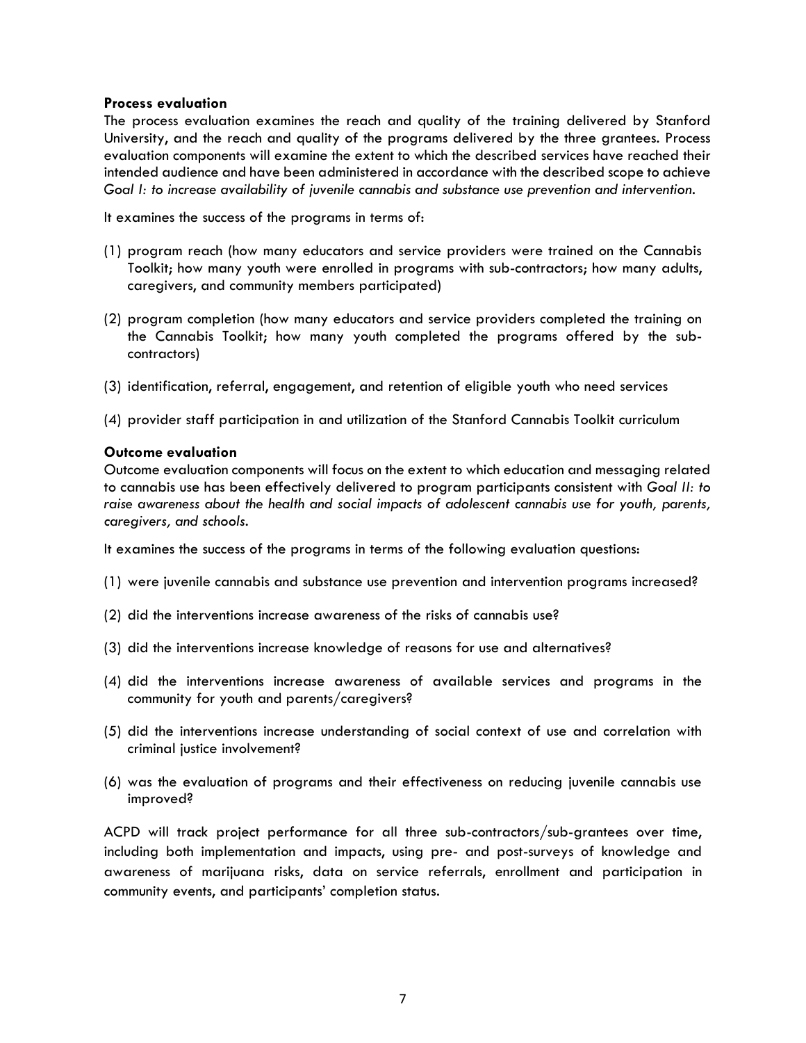**Process evaluation**

The process evaluation examines the reach and quality of the training delivered by Stanford University, and the reach and quality of the programs delivered by the three grantees. Process evaluation components will examine the extent to which the described services have reached their intended audience and have been administered in accordance with the described scope to achieve *Goal I: to increase availability of juvenile cannabis and substance use prevention and intervention*.

It examines the success of the programs in terms of:

(1) program reach (how many educators and service providers were trained on the Cannabis Toolkit; how many youth were enrolled in programs with sub-contractors; how many adults, caregivers, and community members participated)

(2) program completion (how many educators and service providers completed the training on the Cannabis Toolkit; how many youth completed the programs offered by the sub-contractors)

(3) identification, referral, engagement, and retention of eligible youth who need services

(4) provider staff participation in and utilization of the Stanford Cannabis Toolkit curriculum

**Outcome evaluation**

Outcome evaluation components will focus on the extent to which education and messaging related to cannabis use has been effectively delivered to program participants consistent with *Goal II: to raise awareness about the health and social impacts of adolescent cannabis use for youth, parents, caregivers, and schools*.

It examines the success of the programs in terms of the following evaluation questions:

(1) were juvenile cannabis and substance use prevention and intervention programs increased?

(2) did the interventions increase awareness of the risks of cannabis use?

(3) did the interventions increase knowledge of reasons for use and alternatives?

(4) did the interventions increase awareness of available services and programs in the community for youth and parents/caregivers?

(5) did the interventions increase understanding of social context of use and correlation with criminal justice involvement?

(6) was the evaluation of programs and their effectiveness on reducing juvenile cannabis use improved?

ACPD will track project performance for all three sub-contractors/sub-grantees over time, including both implementation and impacts, using pre- and post-surveys of knowledge and awareness of marijuana risks, data on service referrals, enrollment and participation in community events, and participants' completion status.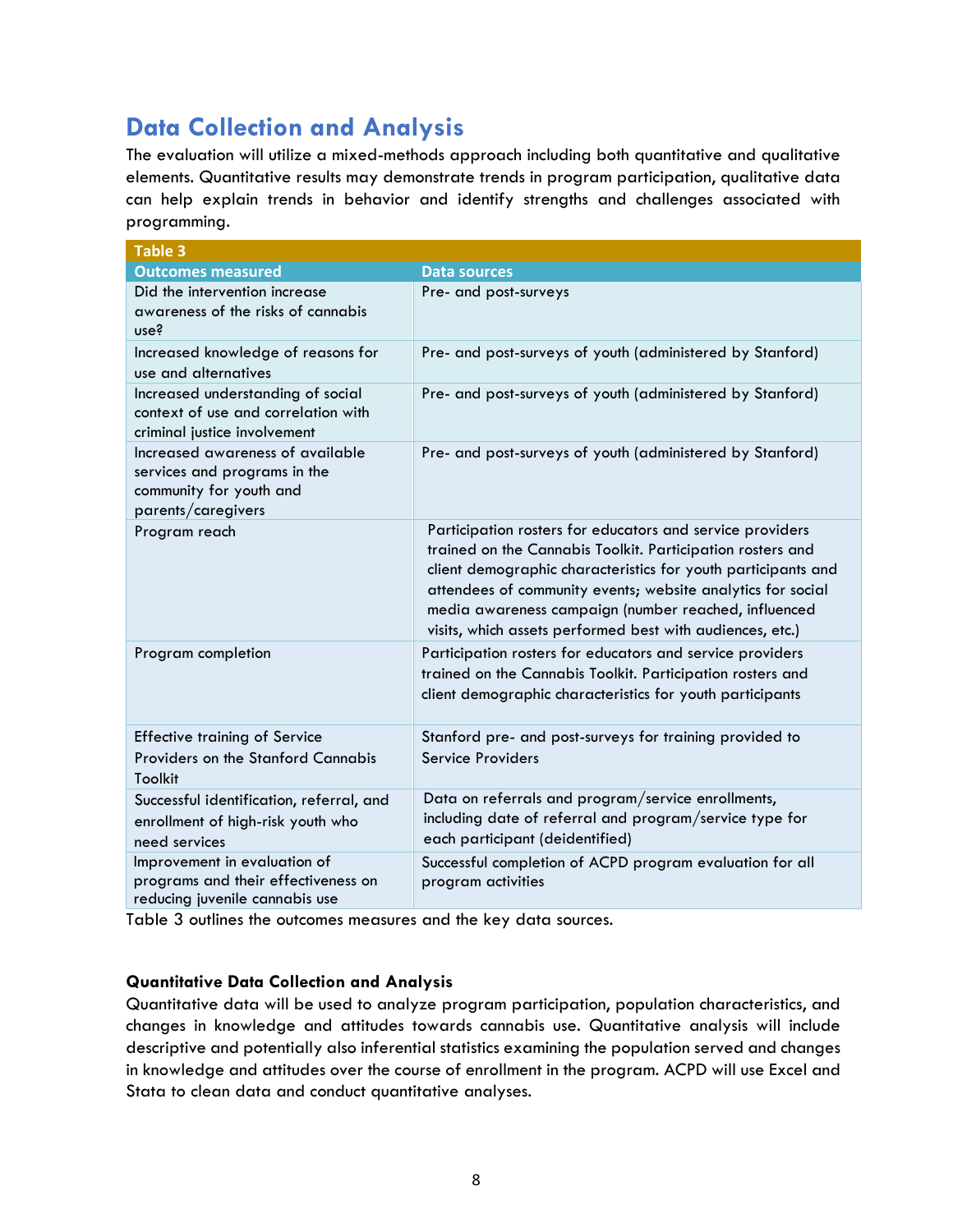## Data Collection and Analysis

The evaluation will utilize a mixed-methods approach including both quantitative and qualitative elements. Quantitative results may demonstrate trends in program participation, qualitative data can help explain trends in behavior and identify strengths and challenges associated with programming.

| Table 3 | |
|---|---|
| **Outcomes measured** | **Data sources** |
| Did the intervention increase awareness of the risks of cannabis use? | Pre- and post-surveys |
| Increased knowledge of reasons for use and alternatives | Pre- and post-surveys of youth (administered by Stanford) |
| Increased understanding of social context of use and correlation with criminal justice involvement | Pre- and post-surveys of youth (administered by Stanford) |
| Increased awareness of available services and programs in the community for youth and parents/caregivers | Pre- and post-surveys of youth (administered by Stanford) |
| Program reach | Participation rosters for educators and service providers trained on the Cannabis Toolkit. Participation rosters and client demographic characteristics for youth participants and attendees of community events; website analytics for social media awareness campaign (number reached, influenced visits, which assets performed best with audiences, etc.) |
| Program completion | Participation rosters for educators and service providers trained on the Cannabis Toolkit. Participation rosters and client demographic characteristics for youth participants |
| Effective training of Service Providers on the Stanford Cannabis Toolkit | Stanford pre- and post-surveys for training provided to Service Providers |
| Successful identification, referral, and enrollment of high-risk youth who need services | Data on referrals and program/service enrollments, including date of referral and program/service type for each participant (deidentified) |
| Improvement in evaluation of programs and their effectiveness on reducing juvenile cannabis use | Successful completion of ACPD program evaluation for all program activities |

Table 3 outlines the outcomes measures and the key data sources.

### Quantitative Data Collection and Analysis

Quantitative data will be used to analyze program participation, population characteristics, and changes in knowledge and attitudes towards cannabis use. Quantitative analysis will include descriptive and potentially also inferential statistics examining the population served and changes in knowledge and attitudes over the course of enrollment in the program. ACPD will use Excel and Stata to clean data and conduct quantitative analyses.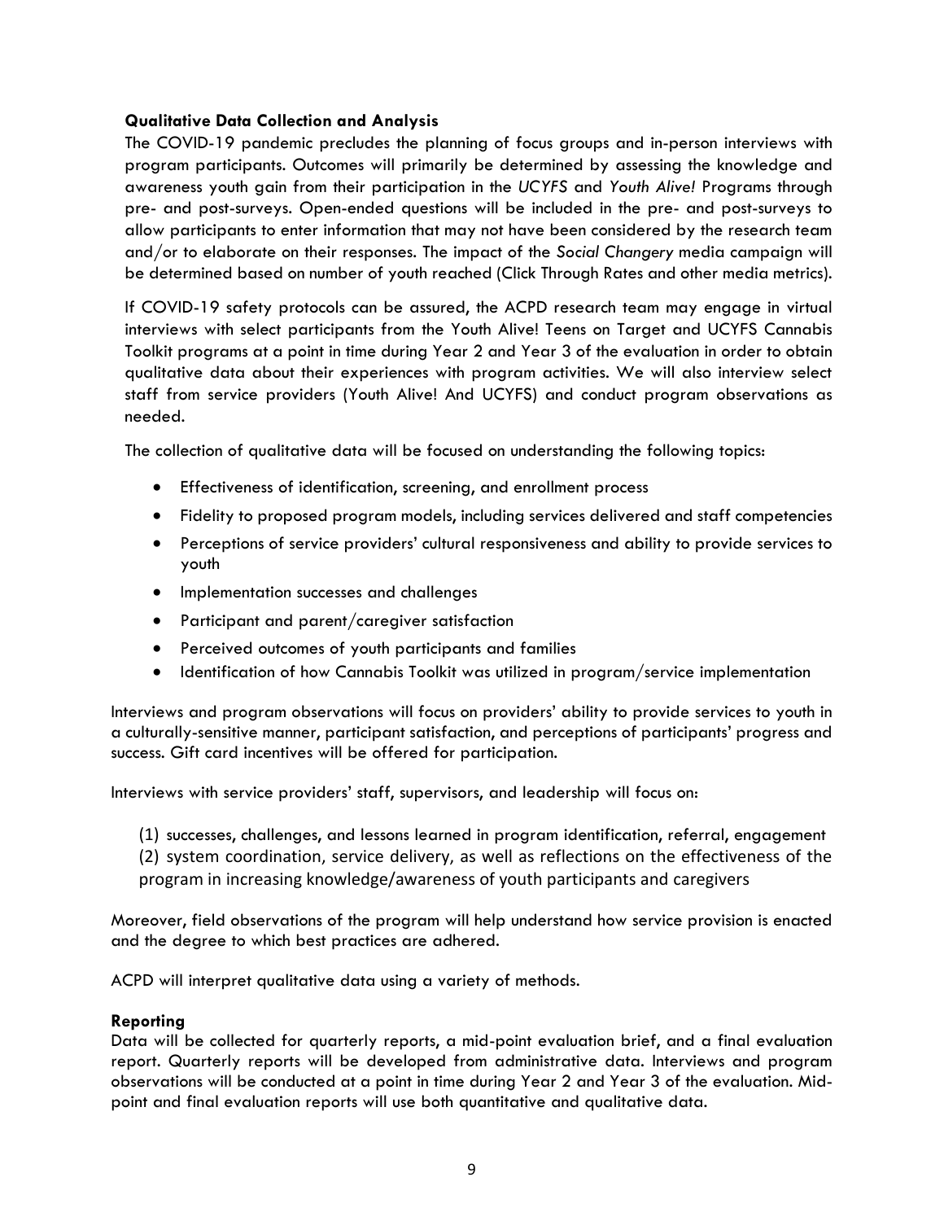**Qualitative Data Collection and Analysis**

The COVID-19 pandemic precludes the planning of focus groups and in-person interviews with program participants. Outcomes will primarily be determined by assessing the knowledge and awareness youth gain from their participation in the *UCYFS* and *Youth Alive!* Programs through pre- and post-surveys. Open-ended questions will be included in the pre- and post-surveys to allow participants to enter information that may not have been considered by the research team and/or to elaborate on their responses. The impact of the *Social Changery* media campaign will be determined based on number of youth reached (Click Through Rates and other media metrics).

If COVID-19 safety protocols can be assured, the ACPD research team may engage in virtual interviews with select participants from the Youth Alive! Teens on Target and UCYFS Cannabis Toolkit programs at a point in time during Year 2 and Year 3 of the evaluation in order to obtain qualitative data about their experiences with program activities. We will also interview select staff from service providers (Youth Alive! And UCYFS) and conduct program observations as needed.

The collection of qualitative data will be focused on understanding the following topics:

- Effectiveness of identification, screening, and enrollment process
- Fidelity to proposed program models, including services delivered and staff competencies
- Perceptions of service providers' cultural responsiveness and ability to provide services to youth
- Implementation successes and challenges
- Participant and parent/caregiver satisfaction
- Perceived outcomes of youth participants and families
- Identification of how Cannabis Toolkit was utilized in program/service implementation

Interviews and program observations will focus on providers' ability to provide services to youth in a culturally-sensitive manner, participant satisfaction, and perceptions of participants' progress and success. Gift card incentives will be offered for participation.

Interviews with service providers' staff, supervisors, and leadership will focus on:

(1) successes, challenges, and lessons learned in program identification, referral, engagement
(2) system coordination, service delivery, as well as reflections on the effectiveness of the program in increasing knowledge/awareness of youth participants and caregivers

Moreover, field observations of the program will help understand how service provision is enacted and the degree to which best practices are adhered.

ACPD will interpret qualitative data using a variety of methods.

**Reporting**

Data will be collected for quarterly reports, a mid-point evaluation brief, and a final evaluation report. Quarterly reports will be developed from administrative data. Interviews and program observations will be conducted at a point in time during Year 2 and Year 3 of the evaluation. Mid-point and final evaluation reports will use both quantitative and qualitative data.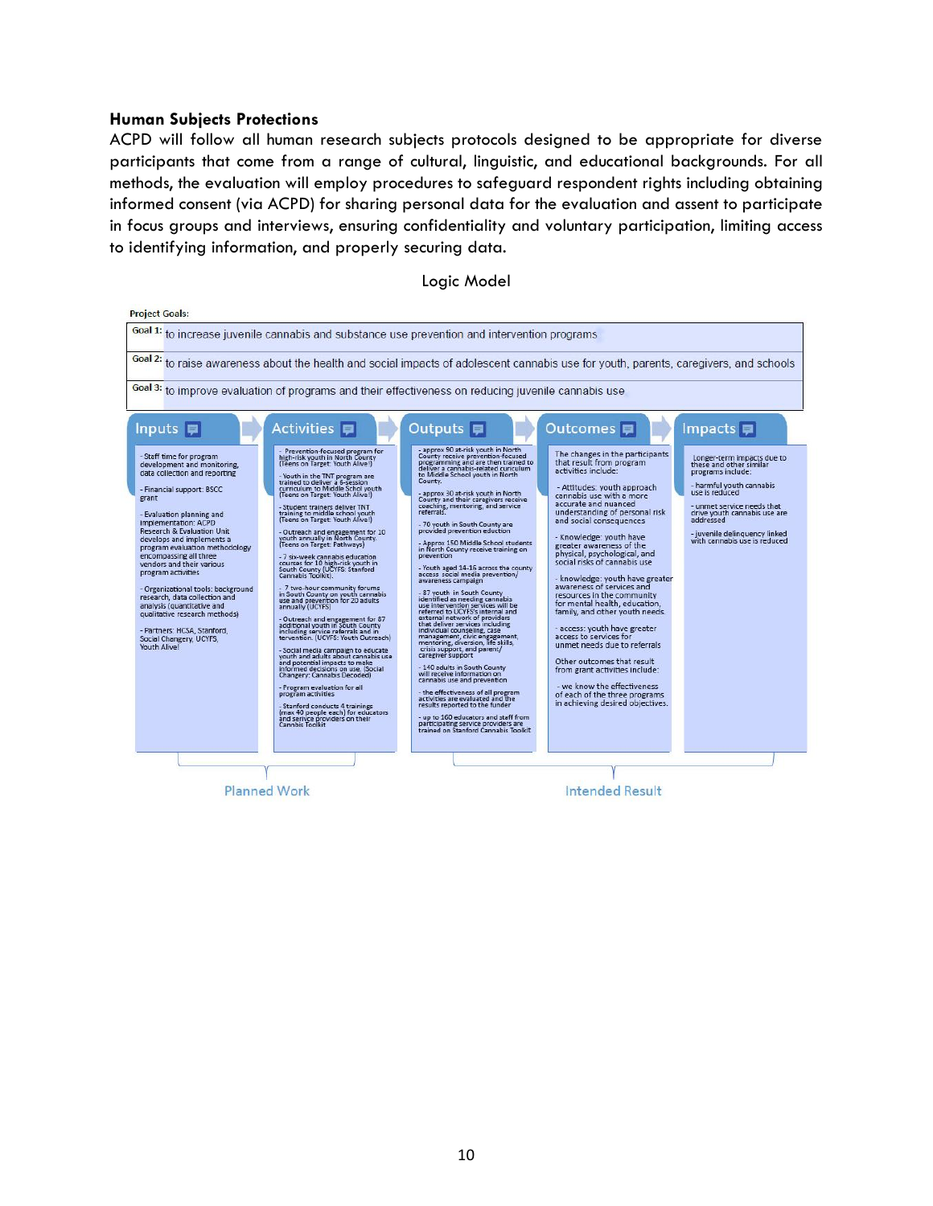### Human Subjects Protections

ACPD will follow all human research subjects protocols designed to be appropriate for diverse participants that come from a range of cultural, linguistic, and educational backgrounds. For all methods, the evaluation will employ procedures to safeguard respondent rights including obtaining informed consent (via ACPD) for sharing personal data for the evaluation and assent to participate in focus groups and interviews, ensuring confidentiality and voluntary participation, limiting access to identifying information, and properly securing data.

Logic Model

Project Goals:

Goal 1: to increase juvenile cannabis and substance use prevention and intervention programs

Goal 2: to raise awareness about the health and social impacts of adolescent cannabis use for youth, parents, caregivers, and schools

Goal 3: to improve evaluation of programs and their effectiveness on reducing juvenile cannabis use

| Inputs | Activities | Outputs | Outcomes | Impacts |
|---|---|---|---|---|
| - Staff time for program development and monitoring, data collection and reporting<br><br>- Financial support: BSCC grant<br><br>- Evaluation planning and implementation: ACPD Research & Evaluation Unit develops and implements a program evaluation methodology encompassing all three vendors and their various program activities<br><br>- Organizational tools: background research, data collection and analysis (quantitative and qualitative research methods)<br><br>- Partners: HCSA, Stanford, Social Changery, UCYFS, Youth Alive! | - Prevention-focused program for high-risk youth in North County (Teens on Target: Youth Alive!)<br><br>- Youth in the TNT program are trained to deliver a 6-session curriculum to Middle School youth (Teens on Target: Youth Alive!)<br><br>- Student trainers deliver TNT training to middle school youth (Teens on Target: Youth Alive!)<br><br>- Outreach and engagement for 10 youth annually in North County. (Teens on Target: Pathways)<br><br>- 7 six-week cannabis education courses for 10 high-risk youth in South County (UCYFS: Stanford Cannabis Toolkit).<br><br>- 7 two-hour community forums in South County on youth cannabis use and prevention for 20 adults annually (UCYFS)<br><br>- Outreach and engagement for 87 additional youth in South County including service referrals and intervention. (UCYFS: Youth Outreach)<br><br>- Social media campaign to educate youth and adults about cannabis use and potential impacts to make informed decisions on use. (Social Changery: Cannabis Decoded)<br><br>- Program evaluation for all program activities<br><br>- Stanford conducts 4 trainings (max 40 people each) for educators and service providers on their Cannbis Toolkit | - approx 90 at-risk youth in North County receive prevention-focused programming and are then trained to deliver a cannabis-related curriculum to Middle School youth in North County.<br><br>- approx 30 at-risk youth in North County and their caregivers receive coaching, mentoring, and service referrals.<br><br>- 70 youth in South County are provided prevention eduction<br><br>- Approx 150 Middle School students in North County receive training on prevention<br><br>- Youth aged 14-15 across the county access social media prevention/awareness campaign<br><br>- 87 youth in South County identified as needing cannabis use intervention services will be referred to UCYFS's internal and external network of providers that deliver services including individual counseling, case management, civic engagement, mentoring, diversion, life skills, crisis support, and parent/caregiver support<br><br>- 140 adults in South County will receive information on cannabis use and prevention<br><br>- the effectiveness of all program activities are evaluated and the results reported to the funder<br><br>- up to 160 educators and staff from participating service providers are trained on Stanford Cannabis Toolkit | The changes in the participants that result from program activities include:<br><br>- Attitudes: youth approach cannabis use with a more accurate and nuanced understanding of personal risk and social consequences<br><br>- Knowledge: youth have greater awareness of the physical, psychological, and social risks of cannabis use<br><br>- knowledge: youth have greater awareness of services and resources in the community for mental health, education, family, and other youth needs.<br><br>- access: youth have greater access to services for unmet needs due to referrals<br><br>Other outcomes that result from grant activities include:<br><br>- we know the effectiveness of each of the three programs in achieving desired objectives. | Longer-term impacts due to these and other similar programs include:<br><br>- harmful youth cannabis use is reduced<br><br>- unmet service needs that drive youth cannabis use are addressed<br><br>- juvenile delinquency linked with cannabis use is reduced |

Planned Work (Inputs, Activities)

Intended Result (Outputs, Outcomes, Impacts)